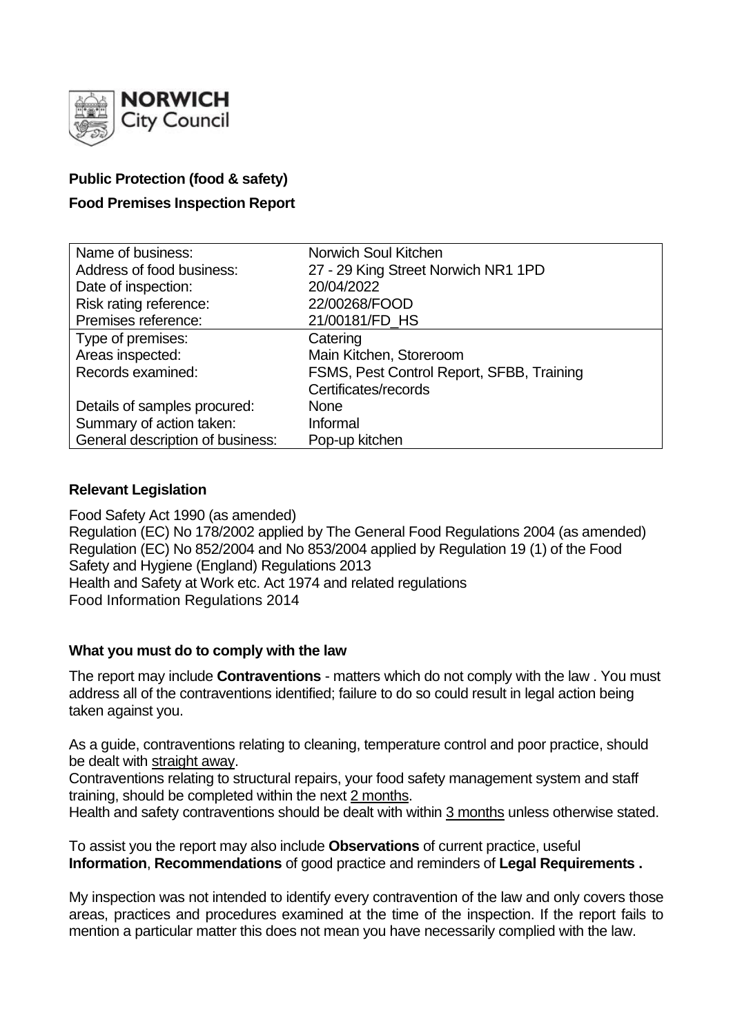**Public Protection (food & safety)**

**Food Premises Inspection Report**

| Name of business: | Norwich Soul Kitchen |
|---|---|
| Address of food business: | 27 - 29 King Street Norwich NR1 1PD |
| Date of inspection: | 20/04/2022 |
| Risk rating reference: | 22/00268/FOOD |
| Premises reference: | 21/00181/FD_HS |
| Type of premises: | Catering |
| Areas inspected: | Main Kitchen, Storeroom |
| Records examined: | FSMS, Pest Control Report, SFBB, Training Certificates/records |
| Details of samples procured: | None |
| Summary of action taken: | Informal |
| General description of business: | Pop-up kitchen |

## Relevant Legislation

Food Safety Act 1990 (as amended)
Regulation (EC) No 178/2002 applied by The General Food Regulations 2004 (as amended)
Regulation (EC) No 852/2004 and No 853/2004 applied by Regulation 19 (1) of the Food Safety and Hygiene (England) Regulations 2013
Health and Safety at Work etc. Act 1974 and related regulations
Food Information Regulations 2014

## What you must do to comply with the law

The report may include **Contraventions** - matters which do not comply with the law . You must address all of the contraventions identified; failure to do so could result in legal action being taken against you.

As a guide, contraventions relating to cleaning, temperature control and poor practice, should be dealt with straight away.
Contraventions relating to structural repairs, your food safety management system and staff training, should be completed within the next 2 months.
Health and safety contraventions should be dealt with within 3 months unless otherwise stated.

To assist you the report may also include **Observations** of current practice, useful **Information**, **Recommendations** of good practice and reminders of **Legal Requirements .**

My inspection was not intended to identify every contravention of the law and only covers those areas, practices and procedures examined at the time of the inspection. If the report fails to mention a particular matter this does not mean you have necessarily complied with the law.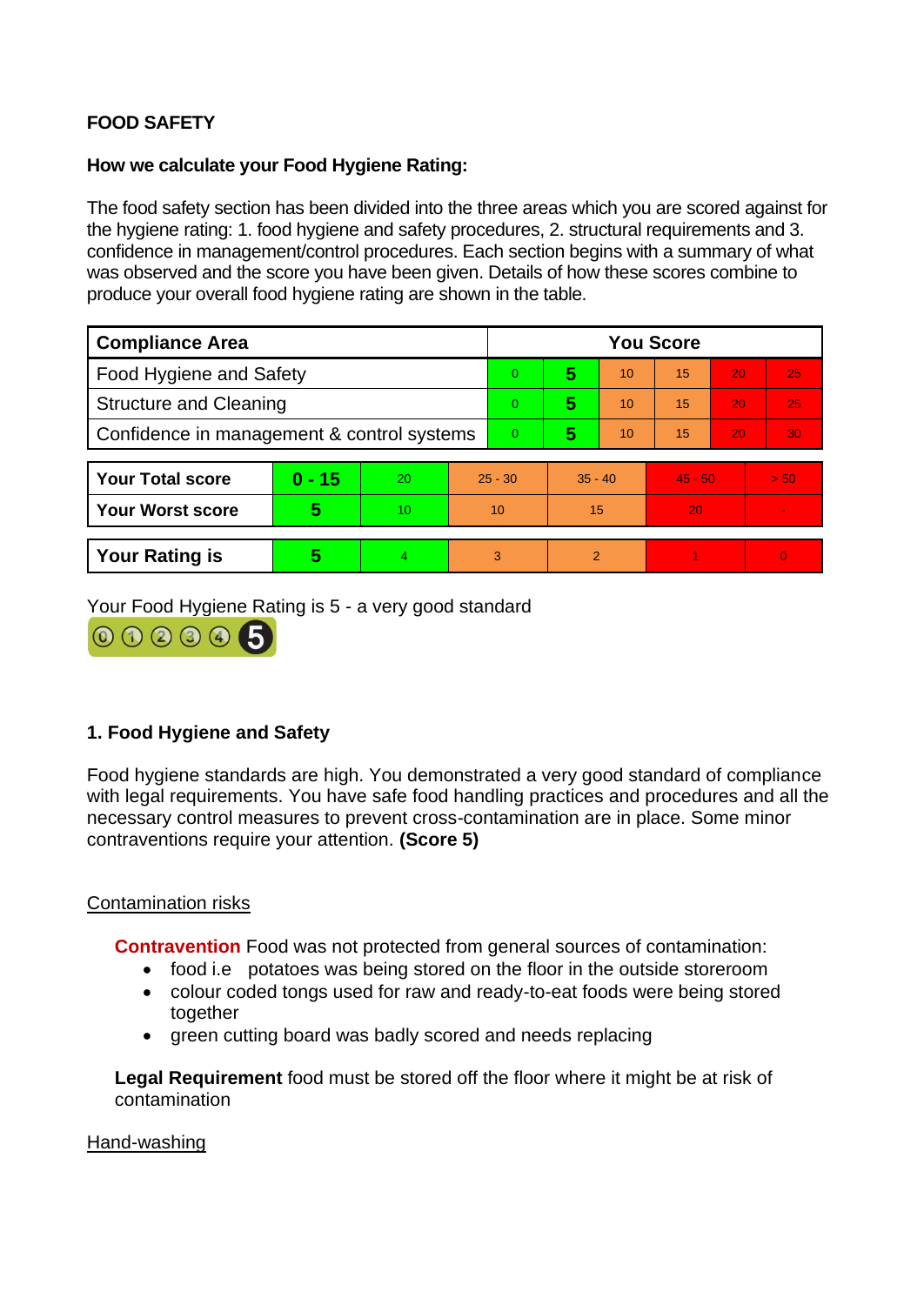**FOOD SAFETY**

**How we calculate your Food Hygiene Rating:**

The food safety section has been divided into the three areas which you are scored against for the hygiene rating: 1. food hygiene and safety procedures, 2. structural requirements and 3. confidence in management/control procedures. Each section begins with a summary of what was observed and the score you have been given. Details of how these scores combine to produce your overall food hygiene rating are shown in the table.

| Compliance Area | You Score | | | | | |
| --- | --- | --- | --- | --- | --- | --- |
| Food Hygiene and Safety | 0 | **5** | 10 | 15 | 20 | 25 |
| Structure and Cleaning | 0 | **5** | 10 | 15 | 20 | 25 |
| Confidence in management & control systems | 0 | **5** | 10 | 15 | 20 | 30 |

| | | | | | | |
| --- | --- | --- | --- | --- | --- | --- |
| **Your Total score** | **0 - 15** | 20 | 25 - 30 | 35 - 40 | 45 - 50 | > 50 |
| **Your Worst score** | **5** | 10 | 10 | 15 | 20 | - |

| | | | | | | |
| --- | --- | --- | --- | --- | --- | --- |
| **Your Rating is** | **5** | 4 | 3 | 2 | 1 | 0 |

Your Food Hygiene Rating is 5 - a very good standard

### 1. Food Hygiene and Safety

Food hygiene standards are high. You demonstrated a very good standard of compliance with legal requirements. You have safe food handling practices and procedures and all the necessary control measures to prevent cross-contamination are in place. Some minor contraventions require your attention. **(Score 5)**

Contamination risks

**Contravention** Food was not protected from general sources of contamination:

- food i.e potatoes was being stored on the floor in the outside storeroom
- colour coded tongs used for raw and ready-to-eat foods were being stored together
- green cutting board was badly scored and needs replacing

**Legal Requirement** food must be stored off the floor where it might be at risk of contamination

Hand-washing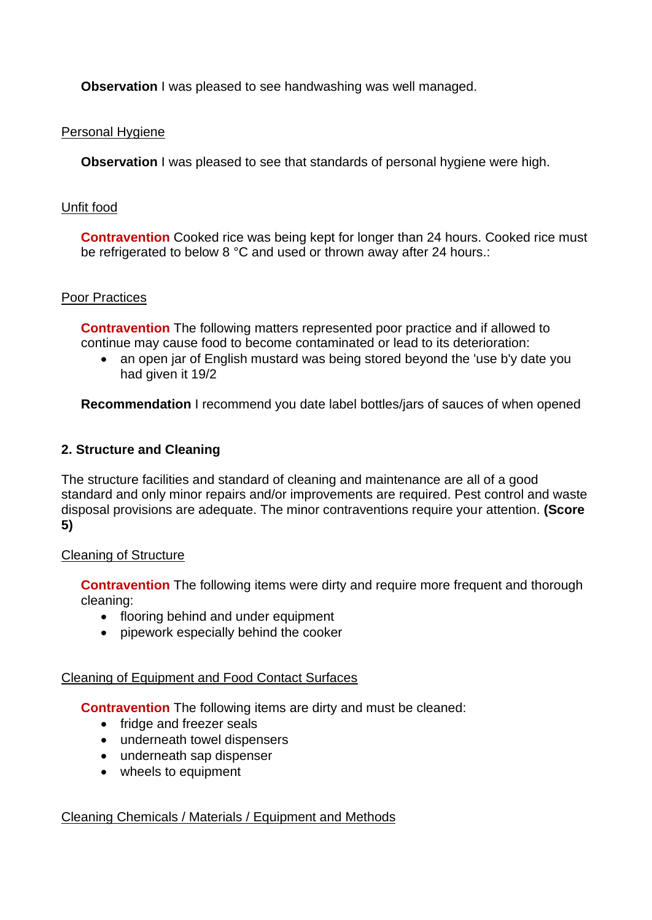**Observation** I was pleased to see handwashing was well managed.

Personal Hygiene

**Observation** I was pleased to see that standards of personal hygiene were high.

Unfit food

**Contravention** Cooked rice was being kept for longer than 24 hours. Cooked rice must be refrigerated to below 8 °C and used or thrown away after 24 hours.:

Poor Practices

**Contravention** The following matters represented poor practice and if allowed to continue may cause food to become contaminated or lead to its deterioration:

- an open jar of English mustard was being stored beyond the 'use b'y date you had given it 19/2

**Recommendation** I recommend you date label bottles/jars of sauces of when opened

### 2. Structure and Cleaning

The structure facilities and standard of cleaning and maintenance are all of a good standard and only minor repairs and/or improvements are required. Pest control and waste disposal provisions are adequate. The minor contraventions require your attention. **(Score 5)**

Cleaning of Structure

**Contravention** The following items were dirty and require more frequent and thorough cleaning:

- flooring behind and under equipment
- pipework especially behind the cooker

Cleaning of Equipment and Food Contact Surfaces

**Contravention** The following items are dirty and must be cleaned:

- fridge and freezer seals
- underneath towel dispensers
- underneath sap dispenser
- wheels to equipment

Cleaning Chemicals / Materials / Equipment and Methods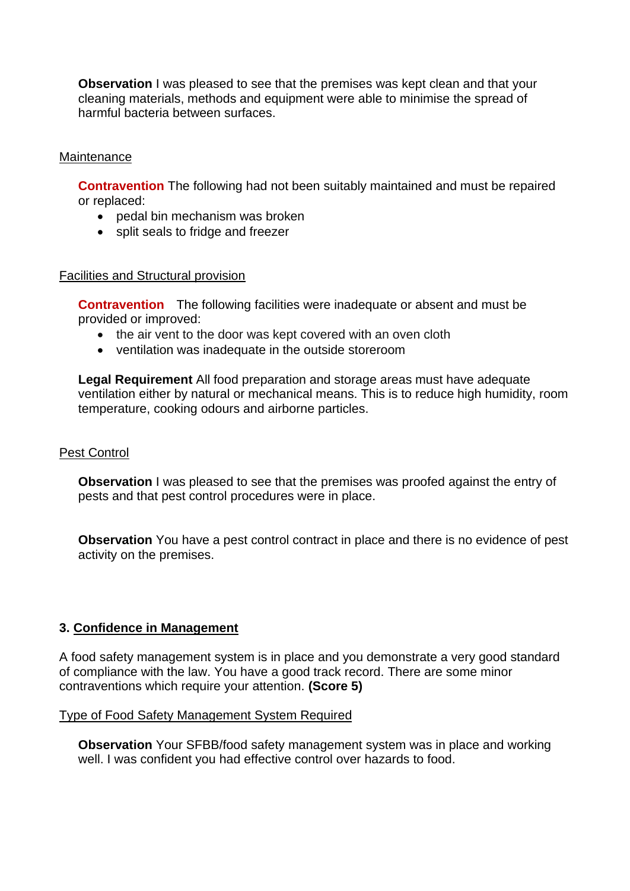**Observation** I was pleased to see that the premises was kept clean and that your cleaning materials, methods and equipment were able to minimise the spread of harmful bacteria between surfaces.

Maintenance

**Contravention** The following had not been suitably maintained and must be repaired or replaced:

- pedal bin mechanism was broken
- split seals to fridge and freezer

Facilities and Structural provision

**Contravention** The following facilities were inadequate or absent and must be provided or improved:

- the air vent to the door was kept covered with an oven cloth
- ventilation was inadequate in the outside storeroom

**Legal Requirement** All food preparation and storage areas must have adequate ventilation either by natural or mechanical means. This is to reduce high humidity, room temperature, cooking odours and airborne particles.

Pest Control

**Observation** I was pleased to see that the premises was proofed against the entry of pests and that pest control procedures were in place.

**Observation** You have a pest control contract in place and there is no evidence of pest activity on the premises.

## 3. Confidence in Management

A food safety management system is in place and you demonstrate a very good standard of compliance with the law. You have a good track record. There are some minor contraventions which require your attention. **(Score 5)**

Type of Food Safety Management System Required

**Observation** Your SFBB/food safety management system was in place and working well. I was confident you had effective control over hazards to food.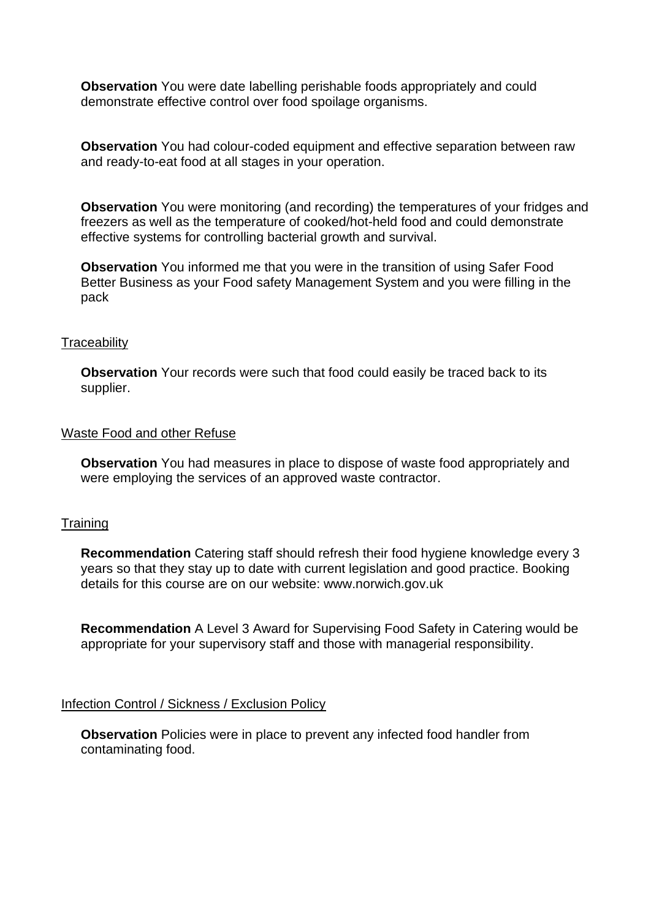**Observation** You were date labelling perishable foods appropriately and could demonstrate effective control over food spoilage organisms.

**Observation** You had colour-coded equipment and effective separation between raw and ready-to-eat food at all stages in your operation.

**Observation** You were monitoring (and recording) the temperatures of your fridges and freezers as well as the temperature of cooked/hot-held food and could demonstrate effective systems for controlling bacterial growth and survival.

**Observation** You informed me that you were in the transition of using Safer Food Better Business as your Food safety Management System and you were filling in the pack

<u>Traceability</u>

**Observation** Your records were such that food could easily be traced back to its supplier.

<u>Waste Food and other Refuse</u>

**Observation** You had measures in place to dispose of waste food appropriately and were employing the services of an approved waste contractor.

<u>Training</u>

**Recommendation** Catering staff should refresh their food hygiene knowledge every 3 years so that they stay up to date with current legislation and good practice. Booking details for this course are on our website: www.norwich.gov.uk

**Recommendation** A Level 3 Award for Supervising Food Safety in Catering would be appropriate for your supervisory staff and those with managerial responsibility.

<u>Infection Control / Sickness / Exclusion Policy</u>

**Observation** Policies were in place to prevent any infected food handler from contaminating food.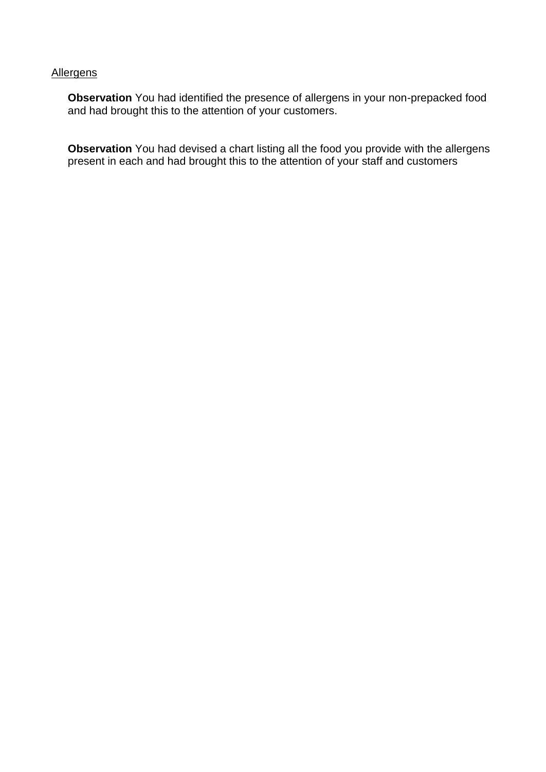<u>Allergens</u>

**Observation** You had identified the presence of allergens in your non-prepacked food and had brought this to the attention of your customers.

**Observation** You had devised a chart listing all the food you provide with the allergens present in each and had brought this to the attention of your staff and customers